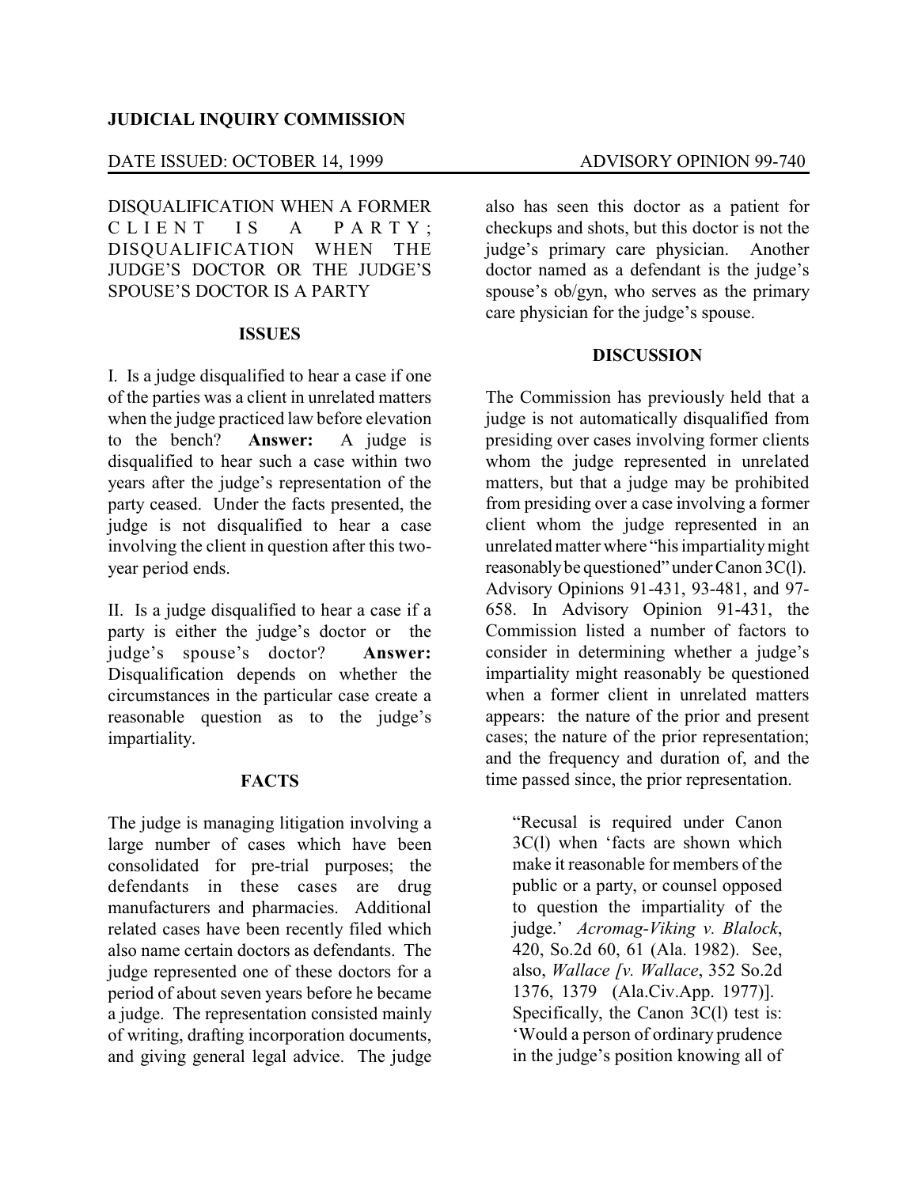**JUDICIAL INQUIRY COMMISSION**

DATE ISSUED: OCTOBER 14, 1999 ADVISORY OPINION 99-740

DISQUALIFICATION WHEN A FORMER CLIENT IS A PARTY; DISQUALIFICATION WHEN THE JUDGE'S DOCTOR OR THE JUDGE'S SPOUSE'S DOCTOR IS A PARTY

## ISSUES

I. Is a judge disqualified to hear a case if one of the parties was a client in unrelated matters when the judge practiced law before elevation to the bench? **Answer:** A judge is disqualified to hear such a case within two years after the judge's representation of the party ceased. Under the facts presented, the judge is not disqualified to hear a case involving the client in question after this two-year period ends.

II. Is a judge disqualified to hear a case if a party is either the judge's doctor or the judge's spouse's doctor? **Answer:** Disqualification depends on whether the circumstances in the particular case create a reasonable question as to the judge's impartiality.

## FACTS

The judge is managing litigation involving a large number of cases which have been consolidated for pre-trial purposes; the defendants in these cases are drug manufacturers and pharmacies. Additional related cases have been recently filed which also name certain doctors as defendants. The judge represented one of these doctors for a period of about seven years before he became a judge. The representation consisted mainly of writing, drafting incorporation documents, and giving general legal advice. The judge also has seen this doctor as a patient for checkups and shots, but this doctor is not the judge's primary care physician. Another doctor named as a defendant is the judge's spouse's ob/gyn, who serves as the primary care physician for the judge's spouse.

## DISCUSSION

The Commission has previously held that a judge is not automatically disqualified from presiding over cases involving former clients whom the judge represented in unrelated matters, but that a judge may be prohibited from presiding over a case involving a former client whom the judge represented in an unrelated matter where "his impartiality might reasonably be questioned" under Canon 3C(l). Advisory Opinions 91-431, 93-481, and 97-658. In Advisory Opinion 91-431, the Commission listed a number of factors to consider in determining whether a judge's impartiality might reasonably be questioned when a former client in unrelated matters appears: the nature of the prior and present cases; the nature of the prior representation; and the frequency and duration of, and the time passed since, the prior representation.

> "Recusal is required under Canon 3C(l) when 'facts are shown which make it reasonable for members of the public or a party, or counsel opposed to question the impartiality of the judge.' *Acromag-Viking v. Blalock*, 420, So.2d 60, 61 (Ala. 1982). See, also, *Wallace [v. Wallace*, 352 So.2d 1376, 1379 (Ala.Civ.App. 1977)]. Specifically, the Canon 3C(l) test is: 'Would a person of ordinary prudence in the judge's position knowing all of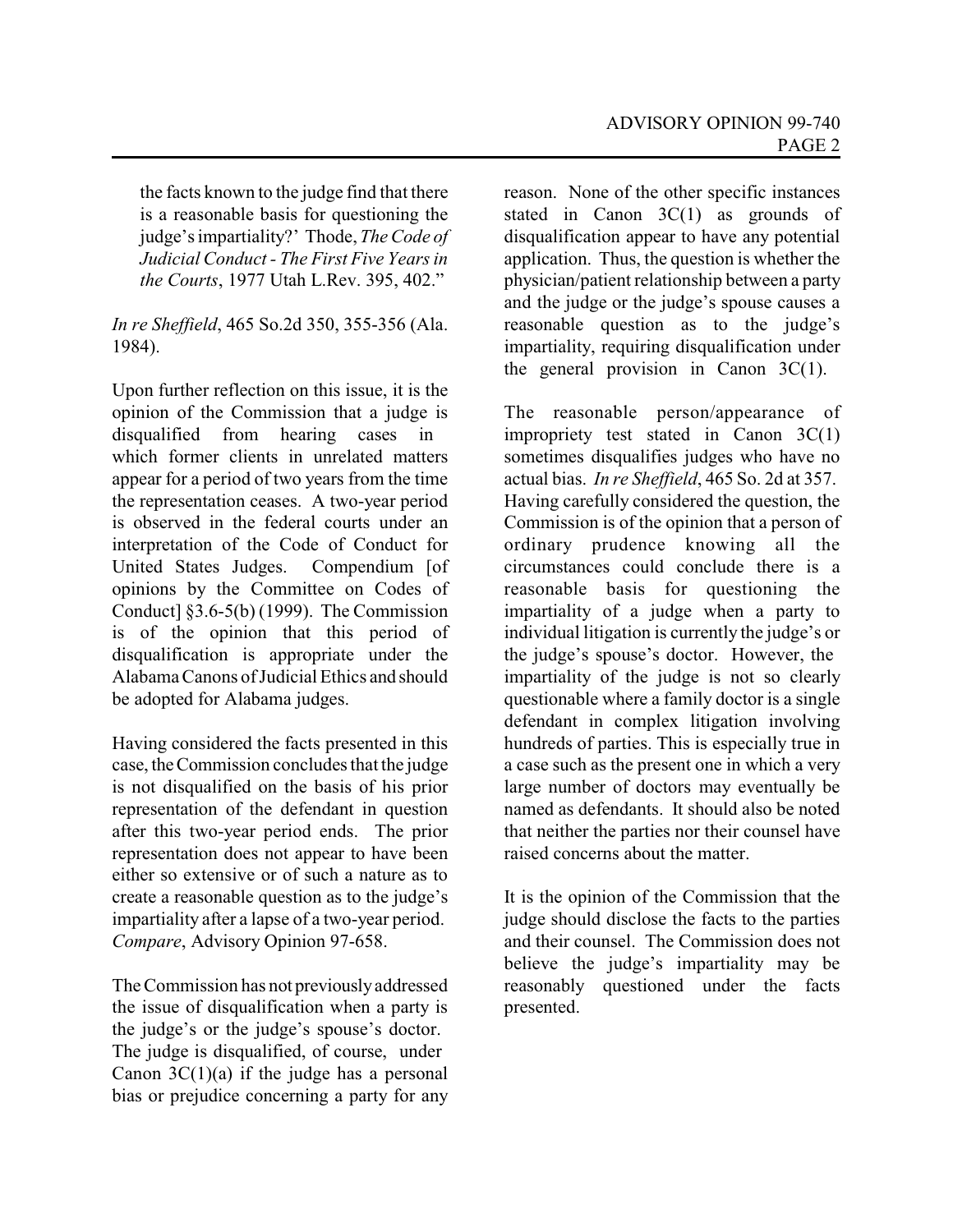the facts known to the judge find that there is a reasonable basis for questioning the judge's impartiality?' Thode, *The Code of Judicial Conduct - The First Five Years in the Courts*, 1977 Utah L.Rev. 395, 402."

*In re Sheffield*, 465 So.2d 350, 355-356 (Ala. 1984).

Upon further reflection on this issue, it is the opinion of the Commission that a judge is disqualified from hearing cases in which former clients in unrelated matters appear for a period of two years from the time the representation ceases. A two-year period is observed in the federal courts under an interpretation of the Code of Conduct for United States Judges. Compendium [of opinions by the Committee on Codes of Conduct] §3.6-5(b) (1999). The Commission is of the opinion that this period of disqualification is appropriate under the Alabama Canons of Judicial Ethics and should be adopted for Alabama judges.

Having considered the facts presented in this case, the Commission concludes that the judge is not disqualified on the basis of his prior representation of the defendant in question after this two-year period ends. The prior representation does not appear to have been either so extensive or of such a nature as to create a reasonable question as to the judge's impartiality after a lapse of a two-year period. *Compare*, Advisory Opinion 97-658.

The Commission has not previously addressed the issue of disqualification when a party is the judge's or the judge's spouse's doctor. The judge is disqualified, of course, under Canon 3C(1)(a) if the judge has a personal bias or prejudice concerning a party for any reason. None of the other specific instances stated in Canon 3C(1) as grounds of disqualification appear to have any potential application. Thus, the question is whether the physician/patient relationship between a party and the judge or the judge's spouse causes a reasonable question as to the judge's impartiality, requiring disqualification under the general provision in Canon 3C(1).

The reasonable person/appearance of impropriety test stated in Canon 3C(1) sometimes disqualifies judges who have no actual bias. *In re Sheffield*, 465 So. 2d at 357. Having carefully considered the question, the Commission is of the opinion that a person of ordinary prudence knowing all the circumstances could conclude there is a reasonable basis for questioning the impartiality of a judge when a party to individual litigation is currently the judge's or the judge's spouse's doctor. However, the impartiality of the judge is not so clearly questionable where a family doctor is a single defendant in complex litigation involving hundreds of parties. This is especially true in a case such as the present one in which a very large number of doctors may eventually be named as defendants. It should also be noted that neither the parties nor their counsel have raised concerns about the matter.

It is the opinion of the Commission that the judge should disclose the facts to the parties and their counsel. The Commission does not believe the judge's impartiality may be reasonably questioned under the facts presented.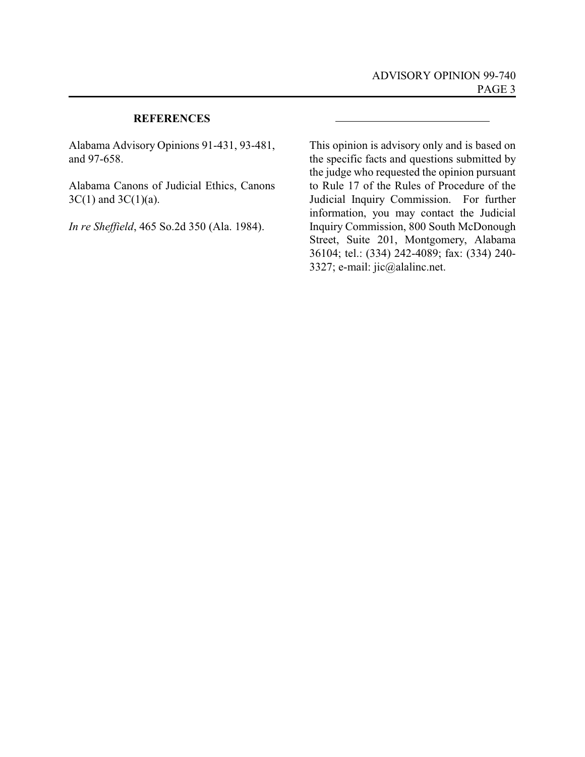**REFERENCES**

Alabama Advisory Opinions 91-431, 93-481, and 97-658.

Alabama Canons of Judicial Ethics, Canons 3C(1) and 3C(1)(a).

*In re Sheffield*, 465 So.2d 350 (Ala. 1984).

---

This opinion is advisory only and is based on the specific facts and questions submitted by the judge who requested the opinion pursuant to Rule 17 of the Rules of Procedure of the Judicial Inquiry Commission. For further information, you may contact the Judicial Inquiry Commission, 800 South McDonough Street, Suite 201, Montgomery, Alabama 36104; tel.: (334) 242-4089; fax: (334) 240-3327; e-mail: jic@alalinc.net.